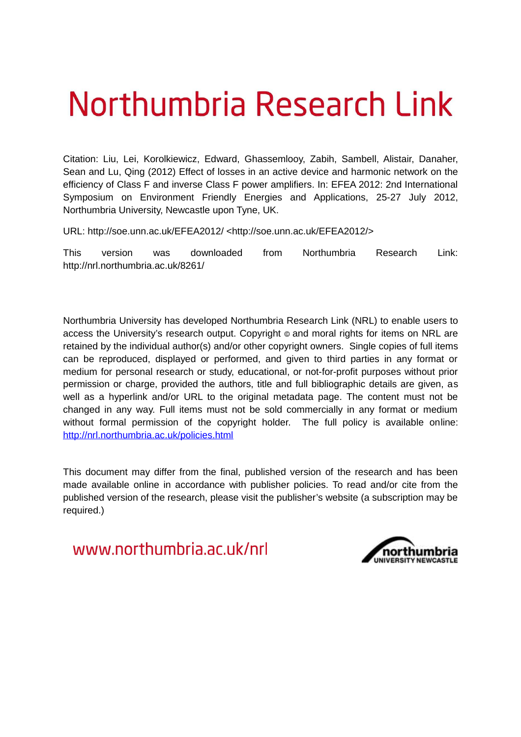# Northumbria Research Link

Citation: Liu, Lei, Korolkiewicz, Edward, Ghassemlooy, Zabih, Sambell, Alistair, Danaher, Sean and Lu, Qing (2012) Effect of losses in an active device and harmonic network on the efficiency of Class F and inverse Class F power amplifiers. In: EFEA 2012: 2nd International Symposium on Environment Friendly Energies and Applications, 25-27 July 2012, Northumbria University, Newcastle upon Tyne, UK.

URL: http://soe.unn.ac.uk/EFEA2012/ <http://soe.unn.ac.uk/EFEA2012/>

This version was downloaded from Northumbria Research Link: http://nrl.northumbria.ac.uk/8261/

Northumbria University has developed Northumbria Research Link (NRL) to enable users to access the University's research output. Copyright © and moral rights for items on NRL are retained by the individual author(s) and/or other copyright owners. Single copies of full items can be reproduced, displayed or performed, and given to third parties in any format or medium for personal research or study, educational, or not-for-profit purposes without prior permission or charge, provided the authors, title and full bibliographic details are given, as well as a hyperlink and/or URL to the original metadata page. The content must not be changed in any way. Full items must not be sold commercially in any format or medium without formal permission of the copyright holder. The full policy is available online: http://nrl.northumbria.ac.uk/policies.html

This document may differ from the final, published version of the research and has been made available online in accordance with publisher policies. To read and/or cite from the published version of the research, please visit the publisher's website (a subscription may be required.)

www.northumbria.ac.uk/nrl

northumbria UNIVERSITY NEWCASTLE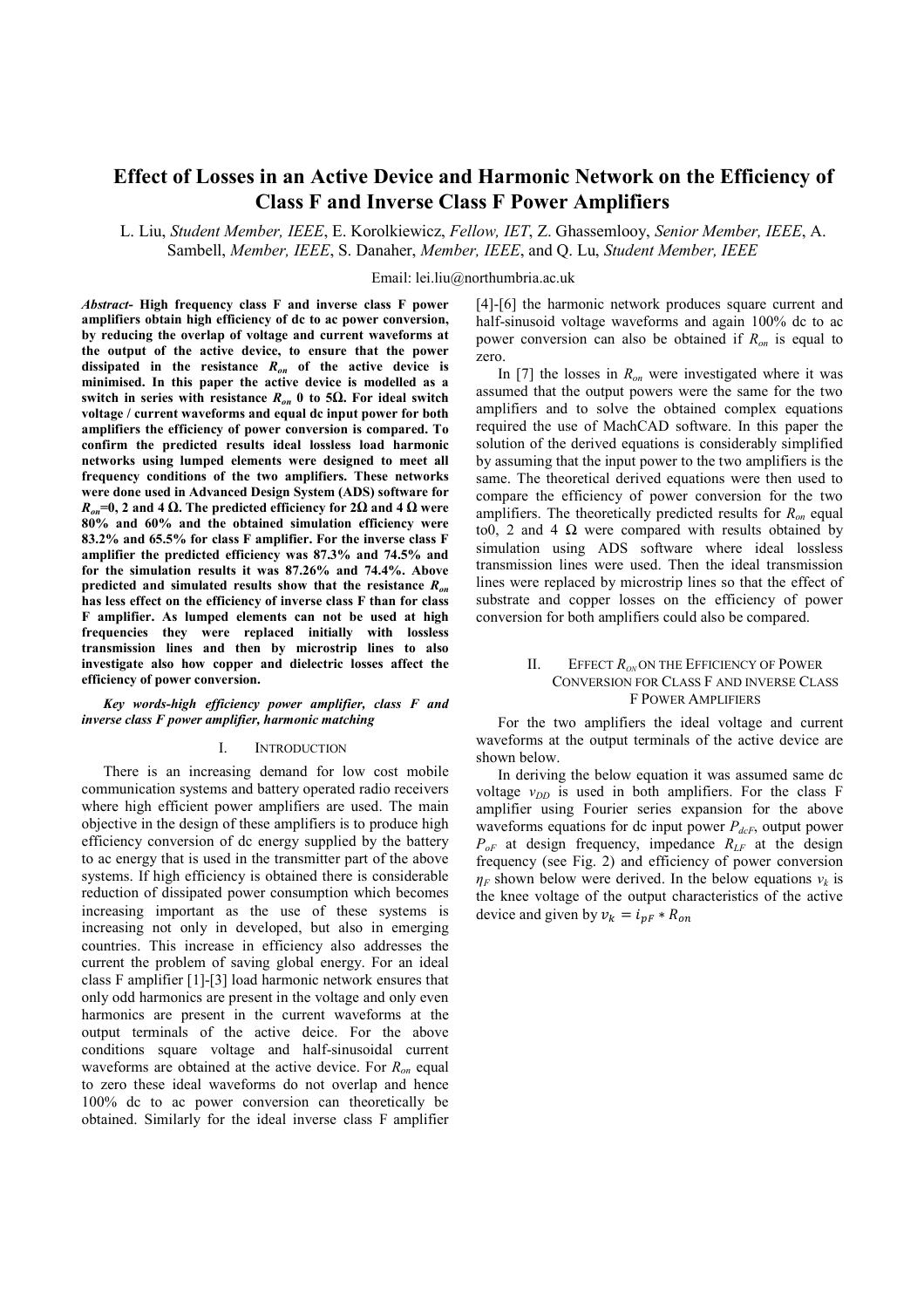# Effect of Losses in an Active Device and Harmonic Network on the Efficiency of Class F and Inverse Class F Power Amplifiers

L. Liu, *Student Member, IEEE*, E. Korolkiewicz, *Fellow, IET*, Z. Ghassemlooy, *Senior Member, IEEE*, A. Sambell, *Member, IEEE*, S. Danaher, *Member, IEEE*, and Q. Lu, *Student Member, IEEE*

Email: lei.liu@northumbria.ac.uk

***Abstract*- High frequency class F and inverse class F power amplifiers obtain high efficiency of dc to ac power conversion, by reducing the overlap of voltage and current waveforms at the output of the active device, to ensure that the power dissipated in the resistance $R_{on}$ of the active device is minimised. In this paper the active device is modelled as a switch in series with resistance $R_{on}$ 0 to 5Ω. For ideal switch voltage / current waveforms and equal dc input power for both amplifiers the efficiency of power conversion is compared. To confirm the predicted results ideal lossless load harmonic networks using lumped elements were designed to meet all frequency conditions of the two amplifiers. These networks were done used in Advanced Design System (ADS) software for $R_{on}$=0, 2 and 4 Ω. The predicted efficiency for 2Ω and 4 Ω were 80% and 60% and the obtained simulation efficiency were 83.2% and 65.5% for class F amplifier. For the inverse class F amplifier the predicted efficiency was 87.3% and 74.5% and for the simulation results it was 87.26% and 74.4%. Above predicted and simulated results show that the resistance $R_{on}$ has less effect on the efficiency of inverse class F than for class F amplifier. As lumped elements can not be used at high frequencies they were replaced initially with lossless transmission lines and then by microstrip lines to also investigate also how copper and dielectric losses affect the efficiency of power conversion.**

***Key words-high efficiency power amplifier, class F and inverse class F power amplifier, harmonic matching***

## I. Introduction

There is an increasing demand for low cost mobile communication systems and battery operated radio receivers where high efficient power amplifiers are used. The main objective in the design of these amplifiers is to produce high efficiency conversion of dc energy supplied by the battery to ac energy that is used in the transmitter part of the above systems. If high efficiency is obtained there is considerable reduction of dissipated power consumption which becomes increasing important as the use of these systems is increasing not only in developed, but also in emerging countries. This increase in efficiency also addresses the current the problem of saving global energy. For an ideal class F amplifier [1]-[3] load harmonic network ensures that only odd harmonics are present in the voltage and only even harmonics are present in the current waveforms at the output terminals of the active deice. For the above conditions square voltage and half-sinusoidal current waveforms are obtained at the active device. For $R_{on}$ equal to zero these ideal waveforms do not overlap and hence 100% dc to ac power conversion can theoretically be obtained. Similarly for the ideal inverse class F amplifier [4]-[6] the harmonic network produces square current and half-sinusoid voltage waveforms and again 100% dc to ac power conversion can also be obtained if $R_{on}$ is equal to zero.

In [7] the losses in $R_{on}$ were investigated where it was assumed that the output powers were the same for the two amplifiers and to solve the obtained complex equations required the use of MachCAD software. In this paper the solution of the derived equations is considerably simplified by assuming that the input power to the two amplifiers is the same. The theoretical derived equations were then used to compare the efficiency of power conversion for the two amplifiers. The theoretically predicted results for $R_{on}$ equal to0, 2 and 4 Ω were compared with results obtained by simulation using ADS software where ideal lossless transmission lines were used. Then the ideal transmission lines were replaced by microstrip lines so that the effect of substrate and copper losses on the efficiency of power conversion for both amplifiers could also be compared.

## II. Effect $R_{on}$ on the Efficiency of Power Conversion for Class F and inverse Class F Power Amplifiers

For the two amplifiers the ideal voltage and current waveforms at the output terminals of the active device are shown below.

In deriving the below equation it was assumed same dc voltage $v_{DD}$ is used in both amplifiers. For the class F amplifier using Fourier series expansion for the above waveforms equations for dc input power $P_{dcF}$, output power $P_{oF}$ at design frequency, impedance $R_{LF}$ at the design frequency (see Fig. 2) and efficiency of power conversion $\eta_F$ shown below were derived. In the below equations $v_k$ is the knee voltage of the output characteristics of the active device and given by $v_k = i_{pF} * R_{on}$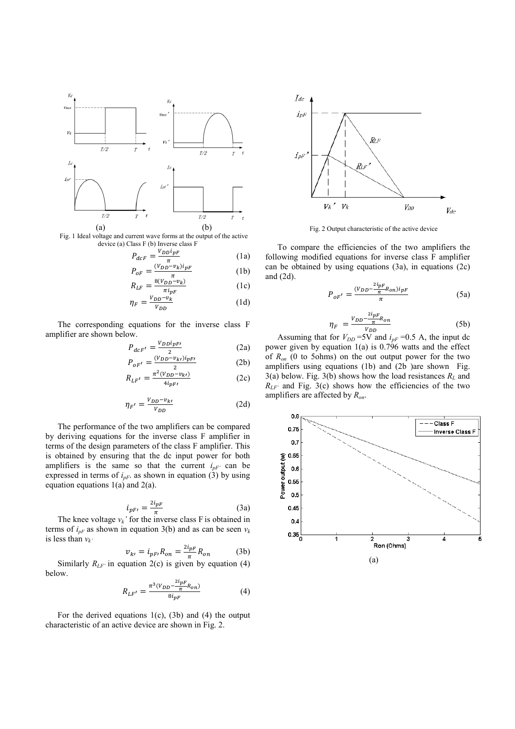Fig. 1 Ideal voltage and current wave forms at the output of the active device (a) Class F (b) Inverse class F

$$P_{dcF} = \frac{V_{DD} i_{pF}}{\pi} \quad (1a)$$

$$P_{oF} = \frac{(V_{DD} - v_k) i_{pF}}{\pi} \quad (1b)$$

$$R_{LF} = \frac{8(V_{DD} - v_k)}{\pi i_{pF}} \quad (1c)$$

$$\eta_F = \frac{V_{DD} - v_k}{V_{DD}} \quad (1d)$$

The corresponding equations for the inverse class F amplifier are shown below.

$$P_{dcF'} = \frac{V_{DD} i_{pF'}}{2} \quad (2a)$$

$$P_{oF'} = \frac{(V_{DD} - v_{k'}) i_{pF'}}{2} \quad (2b)$$

$$R_{LF'} = \frac{\pi^2 (V_{DD} - v_{k'})}{4 i_{pF'}} \quad (2c)$$

$$\eta_{F'} = \frac{V_{DD} - v_{k'}}{V_{DD}} \quad (2d)$$

The performance of the two amplifiers can be compared by deriving equations for the inverse class F amplifier in terms of the design parameters of the class F amplifier. This is obtained by ensuring that the dc input power for both amplifiers is the same so that the current $i_{pF'}$ can be expressed in terms of $i_{pF}$. as shown in equation (3) by using equation equations 1(a) and 2(a).

$$i_{pF'} = \frac{2 i_{pF}}{\pi} \quad (3a)$$

The knee voltage $v_k'$ for the inverse class F is obtained in terms of $i_{pF}$ as shown in equation 3(b) and as can be seen $v_k$ is less than $v_{k'}$

$$v_{k'} = i_{pF'} R_{on} = \frac{2 i_{pF}}{\pi} R_{on} \quad (3b)$$

Similarly $R_{LF'}$ in equation 2(c) is given by equation (4) below.

$$R_{LF'} = \frac{\pi^3 (V_{DD} - \frac{2 i_{pF}}{\pi} R_{on})}{8 i_{pF}} \quad (4)$$

For the derived equations 1(c), (3b) and (4) the output characteristic of an active device are shown in Fig. 2.

Fig. 2 Output characteristic of the active device

To compare the efficiencies of the two amplifiers the following modified equations for inverse class F amplifier can be obtained by using equations (3a), in equations (2c) and (2d).

$$P_{oF'} = \frac{(V_{DD} - \frac{2 i_{pF}}{\pi} R_{on}) i_{pF}}{\pi} \quad (5a)$$

$$\eta_F = \frac{V_{DD} - \frac{2 i_{pF}}{\pi} R_{on}}{V_{DD}} \quad (5b)$$

Assuming that for $V_{DD}$ =5V and $i_{pF}$ =0.5 A, the input dc power given by equation 1(a) is 0.796 watts and the effect of $R_{on}$ (0 to 5ohms) on the out output power for the two amplifiers using equations (1b) and (2b )are shown Fig. 3(a) below. Fig. 3(b) shows how the load resistances $R_L$ and $R_{LF'}$ and Fig. 3(c) shows how the efficiencies of the two amplifiers are affected by $R_{on}$.

(a)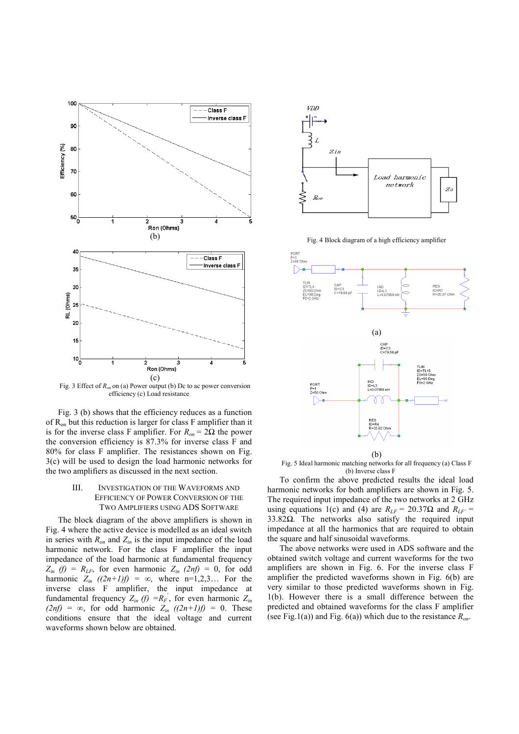(b)

(c)

Fig. 3 Effect of $R_{on}$ on (a) Power output (b) Dc to ac power conversion efficiency (c) Load resistance

Fig. 3 (b) shows that the efficiency reduces as a function of $R_{on}$ but this reduction is larger for class F amplifier than it is for the inverse class F amplifier. For $R_{on} = 2\Omega$ the power the conversion efficiency is 87.3% for inverse class F and 80% for class F amplifier. The resistances shown on Fig. 3(c) will be used to design the load harmonic networks for the two amplifiers as discussed in the next section.

## III. Investigation of the Waveforms and Efficiency of Power Conversion of the Two Amplifiers using ADS Software

The block diagram of the above amplifiers is shown in Fig. 4 where the active device is modelled as an ideal switch in series with $R_{on}$ and $Z_{in}$ is the input impedance of the load harmonic network. For the class F amplifier the input impedance of the load harmonic at fundamental frequency $Z_{in}\ (f)\ =\ R_{LF}$, for even harmonic $Z_{in}\ (2nf)\ =\ 0$, for odd harmonic $Z_{in}\ ((2n+1)f)\ =\ \infty$, where n=1,2,3… For the inverse class F amplifier, the input impedance at fundamental frequency $Z_{in}\ (f)\ = R_{F}^{'}$, for even harmonic $Z_{in}\ (2nf)\ =\ \infty$, for odd harmonic $Z_{in}\ ((2n+1)f)\ =\ 0$. These conditions ensure that the ideal voltage and current waveforms shown below are obtained.

Fig. 4 Block diagram of a high efficiency amplifier

(a)

(b)

Fig. 5 Ideal harmonic matching networks for all frequency (a) Class F (b) Inverse class F

To confirm the above predicted results the ideal load harmonic networks for both amplifiers are shown in Fig. 5. The required input impedance of the two networks at 2 GHz using equations 1(c) and (4) are $R_{LF} = 20.37\Omega$ and $R_{LF'} = 33.82\Omega$. The networks also satisfy the required input impedance at all the harmonics that are required to obtain the square and half sinusoidal waveforms.

The above networks were used in ADS software and the obtained switch voltage and current waveforms for the two amplifiers are shown in Fig. 6. For the inverse class F amplifier the predicted waveforms shown in Fig. 6(b) are very similar to those predicted waveforms shown in Fig. 1(b). However there is a small difference between the predicted and obtained waveforms for the class F amplifier (see Fig.1(a)) and Fig. 6(a)) which due to the resistance $R_{on}$.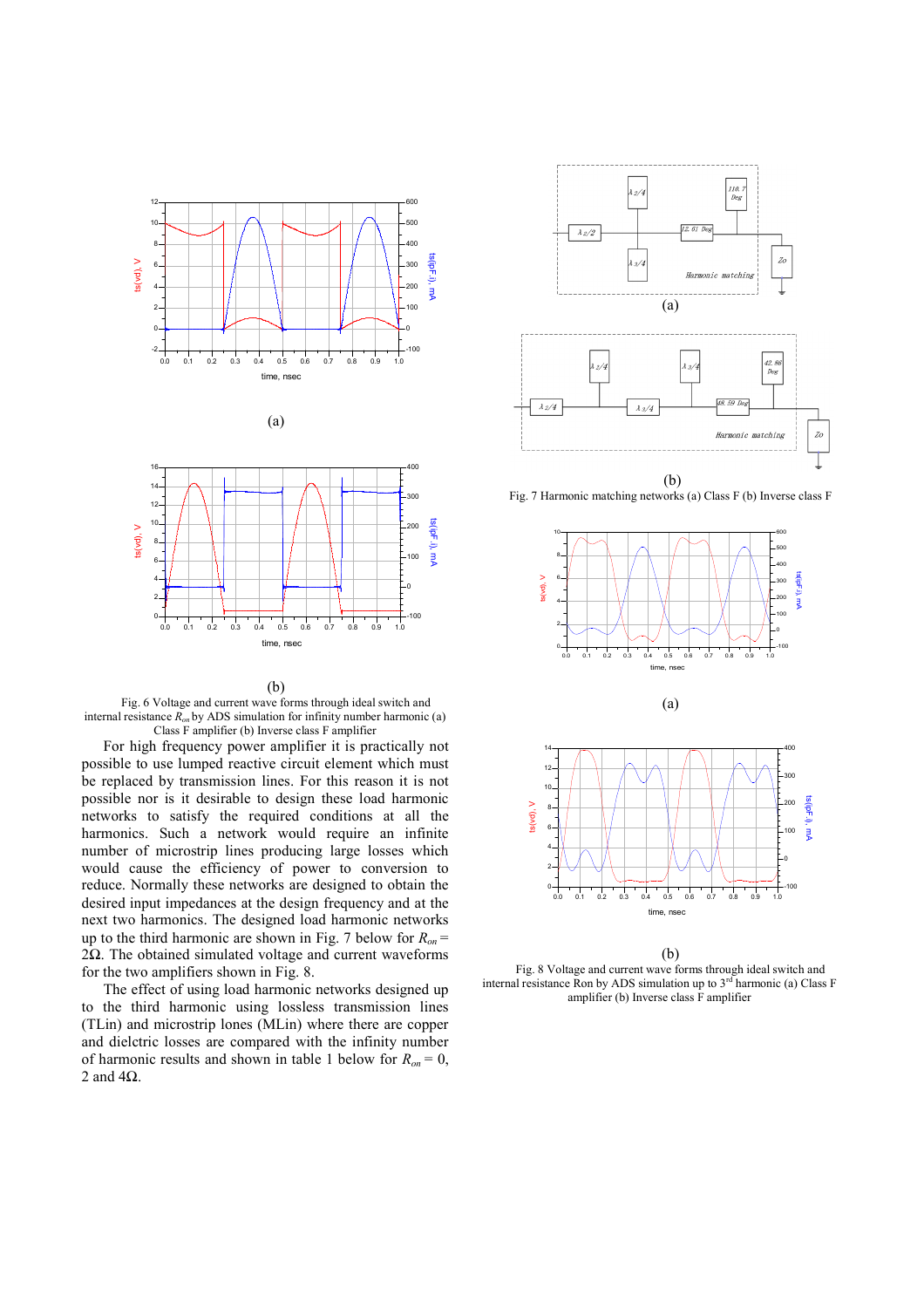(a)

(b)

Fig. 6 Voltage and current wave forms through ideal switch and internal resistance $R_{on}$ by ADS simulation for infinity number harmonic (a) Class F amplifier (b) Inverse class F amplifier

For high frequency power amplifier it is practically not possible to use lumped reactive circuit element which must be replaced by transmission lines. For this reason it is not possible nor is it desirable to design these load harmonic networks to satisfy the required conditions at all the harmonics. Such a network would require an infinite number of microstrip lines producing large losses which would cause the efficiency of power to conversion to reduce. Normally these networks are designed to obtain the desired input impedances at the design frequency and at the next two harmonics. The designed load harmonic networks up to the third harmonic are shown in Fig. 7 below for $R_{on}$ = 2Ω. The obtained simulated voltage and current waveforms for the two amplifiers shown in Fig. 8.

The effect of using load harmonic networks designed up to the third harmonic using lossless transmission lines (TLin) and microstrip lones (MLin) where there are copper and dielctric losses are compared with the infinity number of harmonic results and shown in table 1 below for $R_{on}$ = 0, 2 and 4Ω.

(a)

(b)

Fig. 7 Harmonic matching networks (a) Class F (b) Inverse class F

(a)

(b)

Fig. 8 Voltage and current wave forms through ideal switch and internal resistance Ron by ADS simulation up to 3rd harmonic (a) Class F amplifier (b) Inverse class F amplifier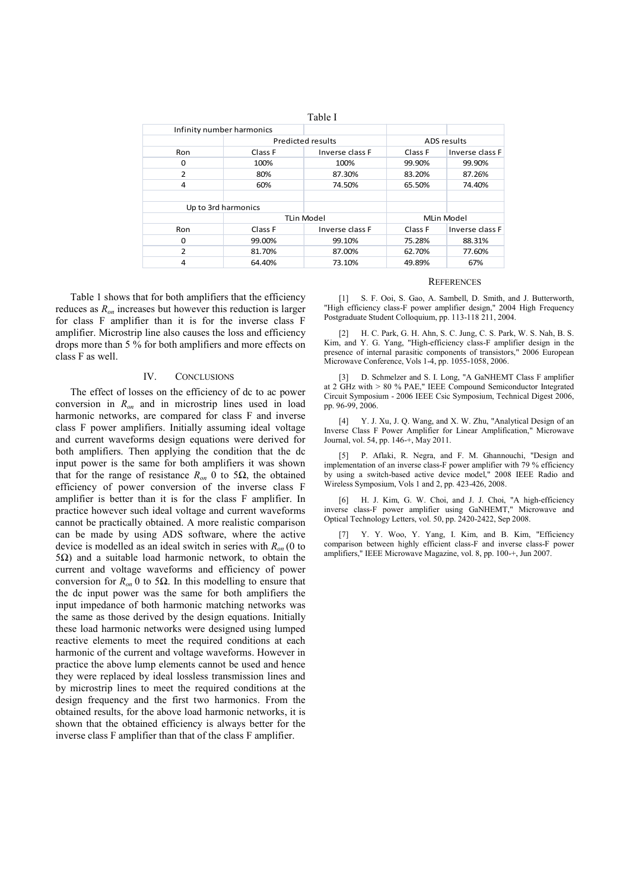Table I

| Infinity number harmonics | | | | |
|---|---|---|---|---|
| | Predicted results | | ADS results | |
| Ron | Class F | Inverse class F | Class F | Inverse class F |
| 0 | 100% | 100% | 99.90% | 99.90% |
| 2 | 80% | 87.30% | 83.20% | 87.26% |
| 4 | 60% | 74.50% | 65.50% | 74.40% |
| | | | | |
| Up to 3rd harmonics | | | | |
| | TLin Model | | MLin Model | |
| Ron | Class F | Inverse class F | Class F | Inverse class F |
| 0 | 99.00% | 99.10% | 75.28% | 88.31% |
| 2 | 81.70% | 87.00% | 62.70% | 77.60% |
| 4 | 64.40% | 73.10% | 49.89% | 67% |

Table 1 shows that for both amplifiers that the efficiency reduces as $R_{on}$ increases but however this reduction is larger for class F amplifier than it is for the inverse class F amplifier. Microstrip line also causes the loss and efficiency drops more than 5 % for both amplifiers and more effects on class F as well.

## IV. Conclusions

The effect of losses on the efficiency of dc to ac power conversion in $R_{on}$ and in microstrip lines used in load harmonic networks, are compared for class F and inverse class F power amplifiers. Initially assuming ideal voltage and current waveforms design equations were derived for both amplifiers. Then applying the condition that the dc input power is the same for both amplifiers it was shown that for the range of resistance $R_{on}$ 0 to 5Ω, the obtained efficiency of power conversion of the inverse class F amplifier is better than it is for the class F amplifier. In practice however such ideal voltage and current waveforms cannot be practically obtained. A more realistic comparison can be made by using ADS software, where the active device is modelled as an ideal switch in series with $R_{on}$ (0 to 5Ω) and a suitable load harmonic network, to obtain the current and voltage waveforms and efficiency of power conversion for $R_{on}$ 0 to 5Ω. In this modelling to ensure that the dc input power was the same for both amplifiers the input impedance of both harmonic matching networks was the same as those derived by the design equations. Initially these load harmonic networks were designed using lumped reactive elements to meet the required conditions at each harmonic of the current and voltage waveforms. However in practice the above lump elements cannot be used and hence they were replaced by ideal lossless transmission lines and by microstrip lines to meet the required conditions at the design frequency and the first two harmonics. From the obtained results, for the above load harmonic networks, it is shown that the obtained efficiency is always better for the inverse class F amplifier than that of the class F amplifier.

## References

[1] S. F. Ooi, S. Gao, A. Sambell, D. Smith, and J. Butterworth, "High efficiency class-F power amplifier design," 2004 High Frequency Postgraduate Student Colloquium, pp. 113-118 211, 2004.

[2] H. C. Park, G. H. Ahn, S. C. Jung, C. S. Park, W. S. Nah, B. S. Kim, and Y. G. Yang, "High-efficiency class-F amplifier design in the presence of internal parasitic components of transistors," 2006 European Microwave Conference, Vols 1-4, pp. 1055-1058, 2006.

[3] D. Schmelzer and S. I. Long, "A GaNHEMT Class F amplifier at 2 GHz with > 80 % PAE," IEEE Compound Semiconductor Integrated Circuit Symposium - 2006 IEEE Csic Symposium, Technical Digest 2006, pp. 96-99, 2006.

[4] Y. J. Xu, J. Q. Wang, and X. W. Zhu, "Analytical Design of an Inverse Class F Power Amplifier for Linear Amplification," Microwave Journal, vol. 54, pp. 146-+, May 2011.

[5] P. Aflaki, R. Negra, and F. M. Ghannouchi, "Design and implementation of an inverse class-F power amplifier with 79 % efficiency by using a switch-based active device model," 2008 IEEE Radio and Wireless Symposium, Vols 1 and 2, pp. 423-426, 2008.

[6] H. J. Kim, G. W. Choi, and J. J. Choi, "A high-efficiency inverse class-F power amplifier using GaNHEMT," Microwave and Optical Technology Letters, vol. 50, pp. 2420-2422, Sep 2008.

[7] Y. Y. Woo, Y. Yang, I. Kim, and B. Kim, "Efficiency comparison between highly efficient class-F and inverse class-F power amplifiers," IEEE Microwave Magazine, vol. 8, pp. 100-+, Jun 2007.